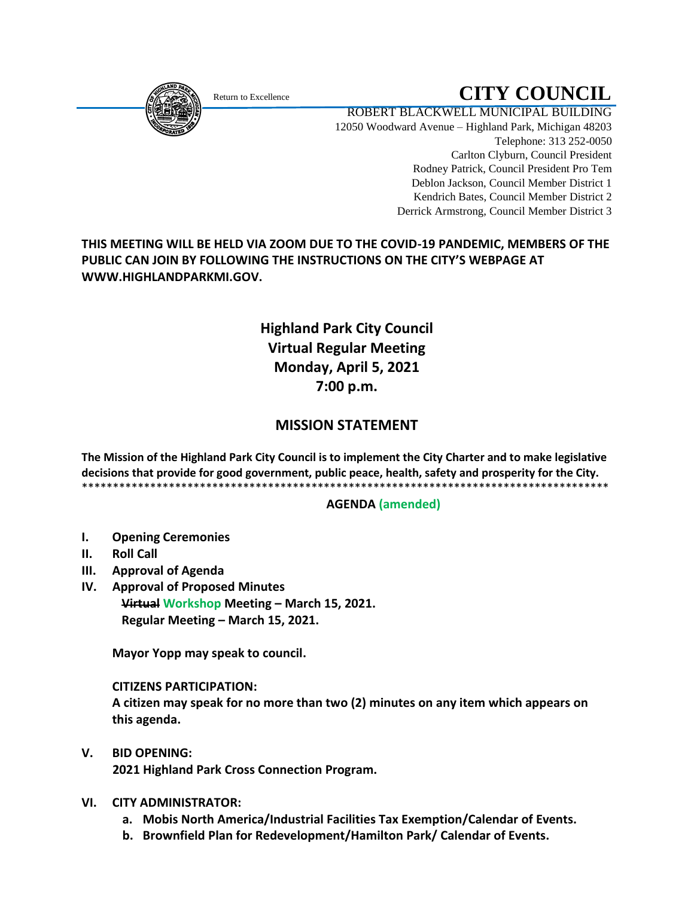Return to Excellence

# CITY COUNCIL

ROBERT BLACKWELL MUNICIPAL BUILDING
12050 Woodward Avenue – Highland Park, Michigan 48203
Telephone: 313 252-0050
Carlton Clyburn, Council President
Rodney Patrick, Council President Pro Tem
Deblon Jackson, Council Member District 1
Kendrich Bates, Council Member District 2
Derrick Armstrong, Council Member District 3

**THIS MEETING WILL BE HELD VIA ZOOM DUE TO THE COVID-19 PANDEMIC, MEMBERS OF THE PUBLIC CAN JOIN BY FOLLOWING THE INSTRUCTIONS ON THE CITY'S WEBPAGE AT WWW.HIGHLANDPARKMI.GOV.**

## Highland Park City Council
## Virtual Regular Meeting
## Monday, April 5, 2021
## 7:00 p.m.

## MISSION STATEMENT

**The Mission of the Highland Park City Council is to implement the City Charter and to make legislative decisions that provide for good government, public peace, health, safety and prosperity for the City.**

\*\*\*\*\*\*\*\*\*\*\*\*\*\*\*\*\*\*\*\*\*\*\*\*\*\*\*\*\*\*\*\*\*\*\*\*\*\*\*\*\*\*\*\*\*\*\*\*\*\*\*\*\*\*\*\*\*\*\*\*\*\*\*\*\*\*\*\*\*\*\*\*\*\*\*\*\*\*\*\*\*\*\*\*\*\*

**AGENDA (amended)**

**I. Opening Ceremonies**

**II. Roll Call**

**III. Approval of Agenda**

**IV. Approval of Proposed Minutes**
**~~Virtual~~ Workshop Meeting – March 15, 2021.**
**Regular Meeting – March 15, 2021.**

**Mayor Yopp may speak to council.**

**CITIZENS PARTICIPATION:**
**A citizen may speak for no more than two (2) minutes on any item which appears on this agenda.**

**V. BID OPENING:**
**2021 Highland Park Cross Connection Program.**

**VI. CITY ADMINISTRATOR:**

**a. Mobis North America/Industrial Facilities Tax Exemption/Calendar of Events.**

**b. Brownfield Plan for Redevelopment/Hamilton Park/ Calendar of Events.**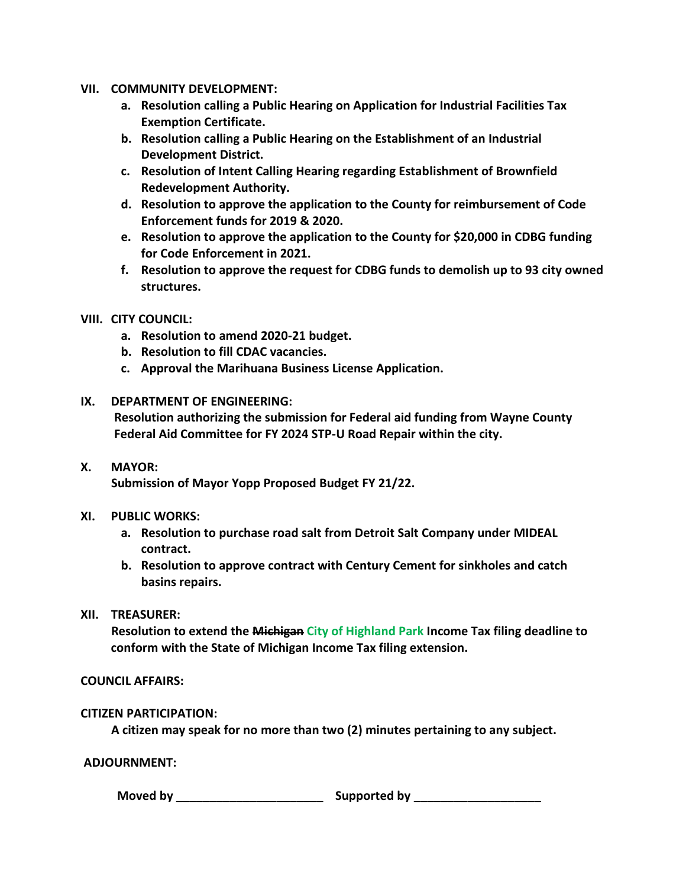**VII. COMMUNITY DEVELOPMENT:**

a. **Resolution calling a Public Hearing on Application for Industrial Facilities Tax Exemption Certificate.**
b. **Resolution calling a Public Hearing on the Establishment of an Industrial Development District.**
c. **Resolution of Intent Calling Hearing regarding Establishment of Brownfield Redevelopment Authority.**
d. **Resolution to approve the application to the County for reimbursement of Code Enforcement funds for 2019 & 2020.**
e. **Resolution to approve the application to the County for $20,000 in CDBG funding for Code Enforcement in 2021.**
f. **Resolution to approve the request for CDBG funds to demolish up to 93 city owned structures.**

**VIII. CITY COUNCIL:**

a. **Resolution to amend 2020-21 budget.**
b. **Resolution to fill CDAC vacancies.**
c. **Approval the Marihuana Business License Application.**

**IX. DEPARTMENT OF ENGINEERING:**

**Resolution authorizing the submission for Federal aid funding from Wayne County Federal Aid Committee for FY 2024 STP-U Road Repair within the city.**

**X. MAYOR:**

**Submission of Mayor Yopp Proposed Budget FY 21/22.**

**XI. PUBLIC WORKS:**

a. **Resolution to purchase road salt from Detroit Salt Company under MIDEAL contract.**
b. **Resolution to approve contract with Century Cement for sinkholes and catch basins repairs.**

**XII. TREASURER:**

**Resolution to extend the ~~Michigan~~ City of Highland Park Income Tax filing deadline to conform with the State of Michigan Income Tax filing extension.**

**COUNCIL AFFAIRS:**

**CITIZEN PARTICIPATION:**

**A citizen may speak for no more than two (2) minutes pertaining to any subject.**

**ADJOURNMENT:**

**Moved by ______________________ Supported by ___________________**